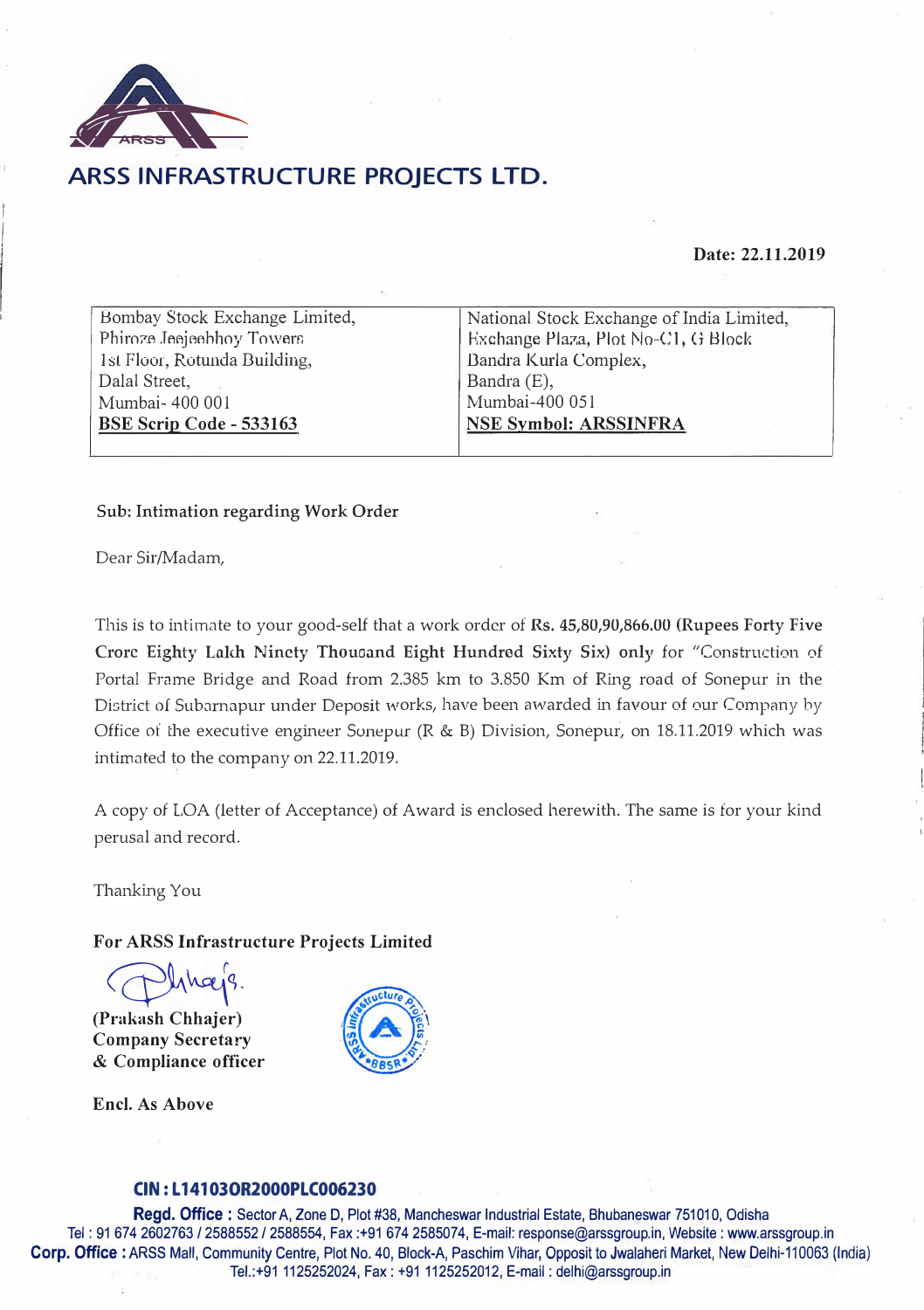# ARSS INFRASTRUCTURE PROJECTS LTD.

**Date: 22.11.2019**

| Bombay Stock Exchange Limited,<br>Phiroze Jeejeebhoy Towers<br>1st Floor, Rotunda Building,<br>Dalal Street,<br>Mumbai- 400 001<br>**BSE Scrip Code - 533163** | National Stock Exchange of India Limited,<br>Exchange Plaza, Plot No-C1, G Block<br>Bandra Kurla Complex,<br>Bandra (E),<br>Mumbai-400 051<br>**NSE Symbol: ARSSINFRA** |
|---|---|

**Sub: Intimation regarding Work Order**

Dear Sir/Madam,

This is to intimate to your good-self that a work order of **Rs. 45,80,90,866.00 (Rupees Forty Five Crore Eighty Lakh Ninety Thousand Eight Hundred Sixty Six) only** for "Construction of Portal Frame Bridge and Road from 2.385 km to 3.850 Km of Ring road of Sonepur in the District of Subarnapur under Deposit works, have been awarded in favour of our Company by Office of the executive engineer Sonepur (R & B) Division, Sonepur, on 18.11.2019 which was intimated to the company on 22.11.2019.

A copy of LOA (letter of Acceptance) of Award is enclosed herewith. The same is for your kind perusal and record.

Thanking You

**For ARSS Infrastructure Projects Limited**

**(Prakash Chhajer)**
**Company Secretary**
**& Compliance officer**

**Encl. As Above**

**CIN : L14103OR2000PLC006230**

**Regd. Office :** Sector A, Zone D, Plot #38, Mancheswar Industrial Estate, Bhubaneswar 751010, Odisha
Tel : 91 674 2602763 / 2588552 / 2588554, Fax :+91 674 2585074, E-mail: response@arssgroup.in, Website : www.arssgroup.in
**Corp. Office :** ARSS Mall, Community Centre, Plot No. 40, Block-A, Paschim Vihar, Opposit to Jwalaheri Market, New Delhi-110063 (India)
Tel.:+91 1125252024, Fax : +91 1125252012, E-mail : delhi@arssgroup.in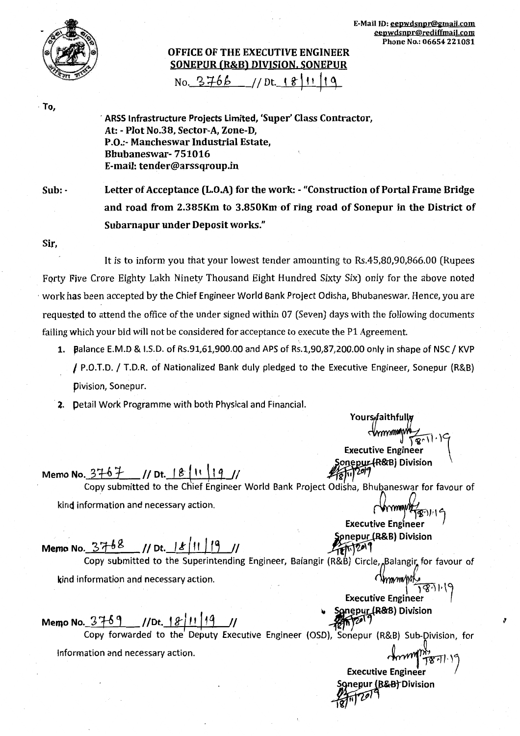E-Mail ID: eepwdsnpr@gmail.com
eepwdsnpr@rediffmail.com
Phone No.: 06654 221081

**OFFICE OF THE EXECUTIVE ENGINEER**
**SONEPUR (R&B) DIVISION, SONEPUR**

No. 3766 // Dt. 18/11/19

To,

**ARSS Infrastructure Projects Limited, 'Super' Class Contractor,**
**At: - Plot No.38, Sector-A, Zone-D,**
**P.O.:- Mancheswar Industrial Estate,**
**Bhubaneswar- 751016**
**E-mail: tender@arssgroup.in**

Sub: - **Letter of Acceptance (L.O.A) for the work: - "Construction of Portal Frame Bridge and road from 2.385Km to 3.850Km of ring road of Sonepur in the District of Subarnapur under Deposit works."**

Sir,

It is to inform you that your lowest tender amounting to Rs.45,80,90,866.00 (Rupees Forty Five Crore Eighty Lakh Ninety Thousand Eight Hundred Sixty Six) only for the above noted work has been accepted by the Chief Engineer World Bank Project Odisha, Bhubaneswar. Hence, you are requested to attend the office of the under signed within 07 (Seven) days with the following documents failing which your bid will not be considered for acceptance to execute the P1 Agreement.

1. Balance E.M.D & I.S.D. of Rs.91,61,900.00 and APS of Rs.1,90,87,200.00 only in shape of NSC / KVP / P.O.T.D. / T.D.R. of Nationalized Bank duly pledged to the Executive Engineer, Sonepur (R&B) Division, Sonepur.
2. Detail Work Programme with both Physical and Financial.

Yours faithfully
18.11.19
**Executive Engineer**
**Sonepur (R&B) Division**
18/11/2019

Memo No. 3767 // Dt. 18/11/19 //

Copy submitted to the Chief Engineer World Bank Project Odisha, Bhubaneswar for favour of kind information and necessary action.

18.11.19
**Executive Engineer**
**Sonepur (R&B) Division**
18/11/2019

Memo No. 3768 // Dt. 18/11/19 //

Copy submitted to the Superintending Engineer, Balangir (R&B) Circle, Balangir for favour of kind information and necessary action.

18.11.19
**Executive Engineer**
**Sonepur (R&B) Division**
18/11/2019

Memo No. 3769 //Dt. 18/11/19 //

Copy forwarded to the Deputy Executive Engineer (OSD), Sonepur (R&B) Sub-Division, for Information and necessary action.

18.11.19
**Executive Engineer**
**Sonepur (R&B) Division**
18/11/2019